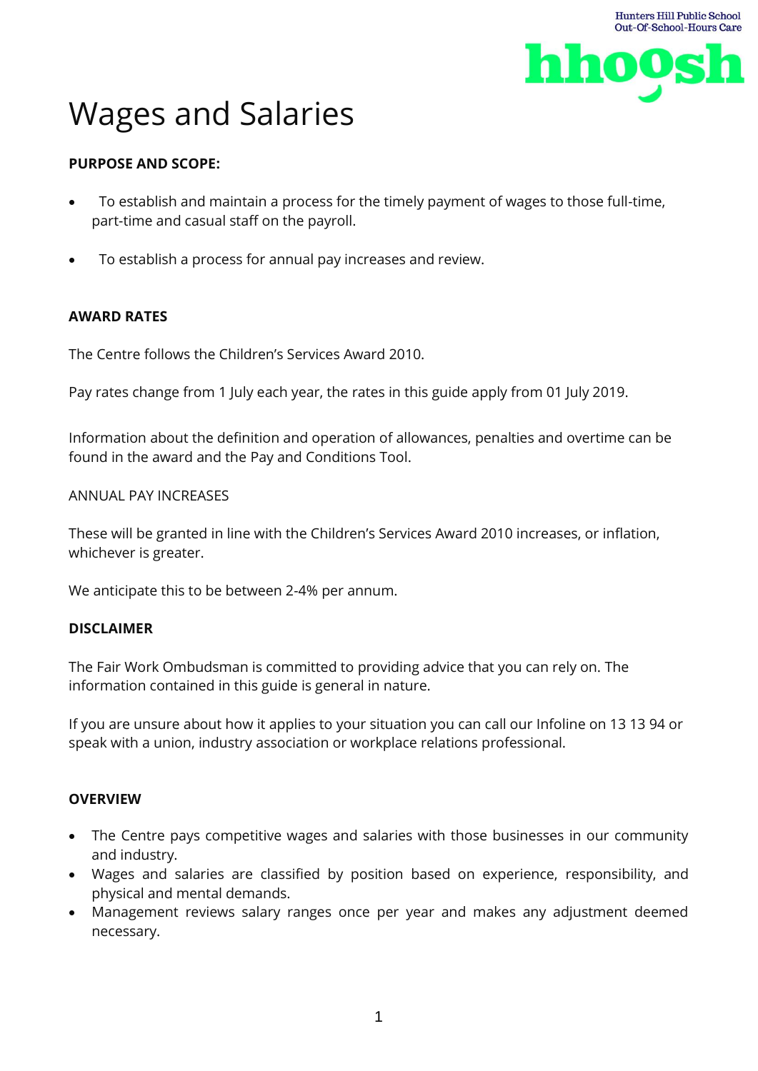# Wages and Salaries

**PURPOSE AND SCOPE:**

- To establish and maintain a process for the timely payment of wages to those full-time, part-time and casual staff on the payroll.
- To establish a process for annual pay increases and review.

**AWARD RATES**

The Centre follows the Children's Services Award 2010.

Pay rates change from 1 July each year, the rates in this guide apply from 01 July 2019.

Information about the definition and operation of allowances, penalties and overtime can be found in the award and the Pay and Conditions Tool.

ANNUAL PAY INCREASES

These will be granted in line with the Children's Services Award 2010 increases, or inflation, whichever is greater.

We anticipate this to be between 2-4% per annum.

**DISCLAIMER**

The Fair Work Ombudsman is committed to providing advice that you can rely on. The information contained in this guide is general in nature.

If you are unsure about how it applies to your situation you can call our Infoline on 13 13 94 or speak with a union, industry association or workplace relations professional.

**OVERVIEW**

- The Centre pays competitive wages and salaries with those businesses in our community and industry.
- Wages and salaries are classified by position based on experience, responsibility, and physical and mental demands.
- Management reviews salary ranges once per year and makes any adjustment deemed necessary.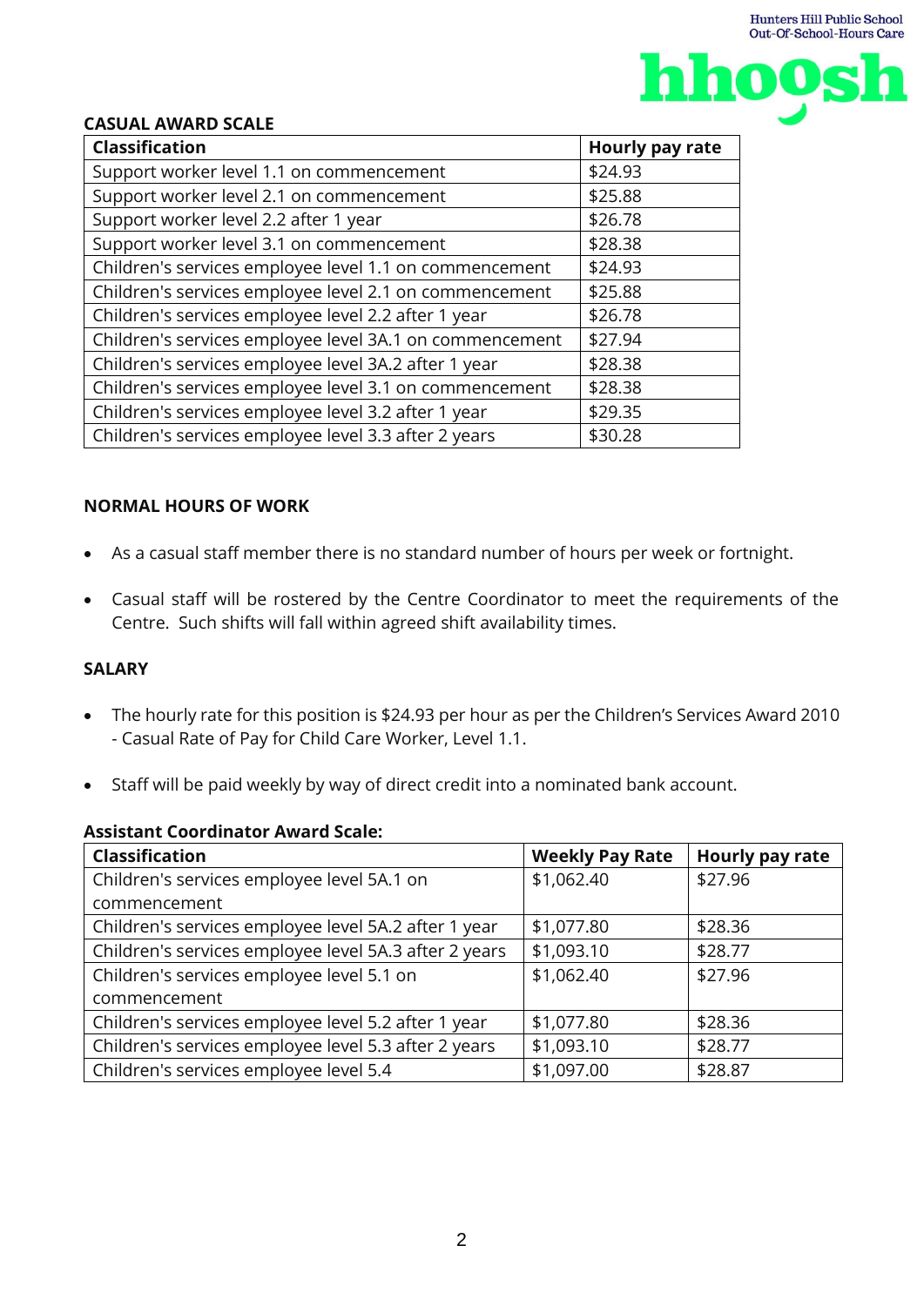**CASUAL AWARD SCALE**

| Classification | Hourly pay rate |
|---|---|
| Support worker level 1.1 on commencement | $24.93 |
| Support worker level 2.1 on commencement | $25.88 |
| Support worker level 2.2 after 1 year | $26.78 |
| Support worker level 3.1 on commencement | $28.38 |
| Children's services employee level 1.1 on commencement | $24.93 |
| Children's services employee level 2.1 on commencement | $25.88 |
| Children's services employee level 2.2 after 1 year | $26.78 |
| Children's services employee level 3A.1 on commencement | $27.94 |
| Children's services employee level 3A.2 after 1 year | $28.38 |
| Children's services employee level 3.1 on commencement | $28.38 |
| Children's services employee level 3.2 after 1 year | $29.35 |
| Children's services employee level 3.3 after 2 years | $30.28 |

**NORMAL HOURS OF WORK**

- As a casual staff member there is no standard number of hours per week or fortnight.
- Casual staff will be rostered by the Centre Coordinator to meet the requirements of the Centre. Such shifts will fall within agreed shift availability times.

**SALARY**

- The hourly rate for this position is $24.93 per hour as per the Children's Services Award 2010 - Casual Rate of Pay for Child Care Worker, Level 1.1.
- Staff will be paid weekly by way of direct credit into a nominated bank account.

**Assistant Coordinator Award Scale:**

| Classification | Weekly Pay Rate | Hourly pay rate |
|---|---|---|
| Children's services employee level 5A.1 on commencement | $1,062.40 | $27.96 |
| Children's services employee level 5A.2 after 1 year | $1,077.80 | $28.36 |
| Children's services employee level 5A.3 after 2 years | $1,093.10 | $28.77 |
| Children's services employee level 5.1 on commencement | $1,062.40 | $27.96 |
| Children's services employee level 5.2 after 1 year | $1,077.80 | $28.36 |
| Children's services employee level 5.3 after 2 years | $1,093.10 | $28.77 |
| Children's services employee level 5.4 | $1,097.00 | $28.87 |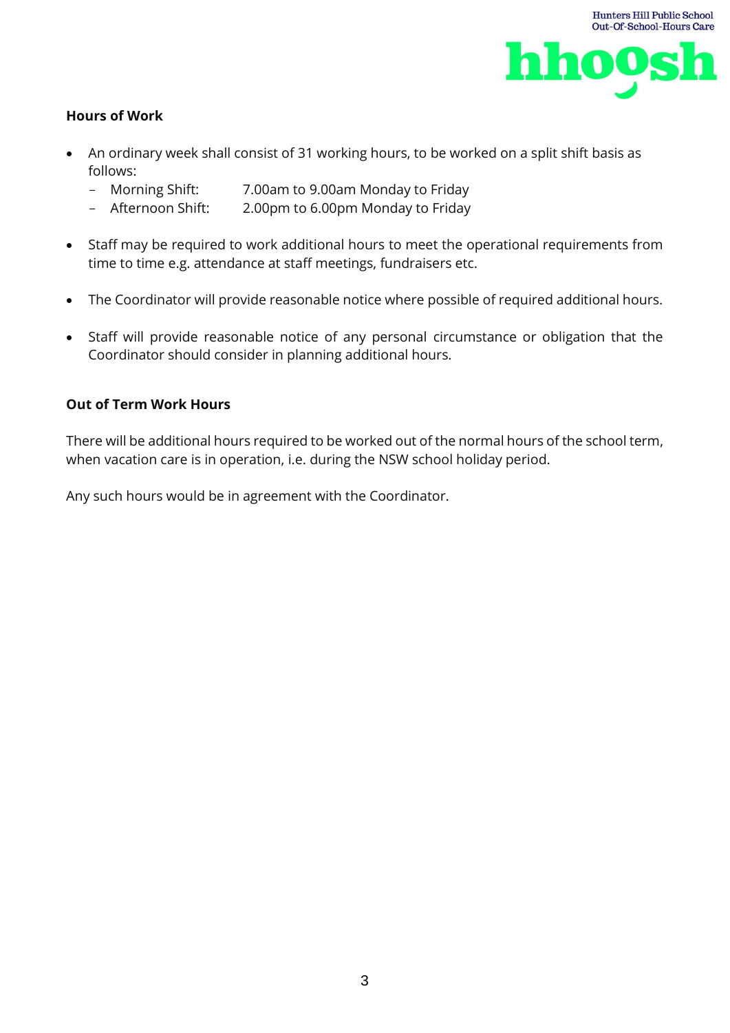**Hours of Work**

- An ordinary week shall consist of 31 working hours, to be worked on a split shift basis as follows:
  - Morning Shift: 7.00am to 9.00am Monday to Friday
  - Afternoon Shift: 2.00pm to 6.00pm Monday to Friday
- Staff may be required to work additional hours to meet the operational requirements from time to time e.g. attendance at staff meetings, fundraisers etc.
- The Coordinator will provide reasonable notice where possible of required additional hours.
- Staff will provide reasonable notice of any personal circumstance or obligation that the Coordinator should consider in planning additional hours.

**Out of Term Work Hours**

There will be additional hours required to be worked out of the normal hours of the school term, when vacation care is in operation, i.e. during the NSW school holiday period.

Any such hours would be in agreement with the Coordinator.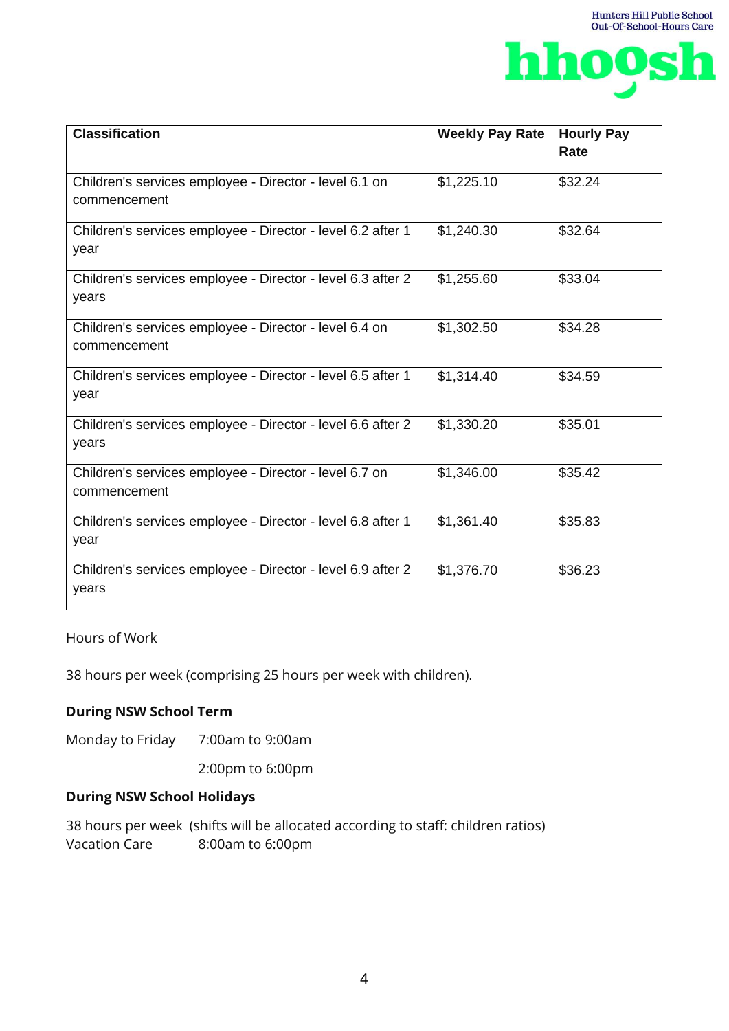| Classification | Weekly Pay Rate | Hourly Pay Rate |
|---|---|---|
| Children's services employee - Director - level 6.1 on commencement | $1,225.10 | $32.24 |
| Children's services employee - Director - level 6.2 after 1 year | $1,240.30 | $32.64 |
| Children's services employee - Director - level 6.3 after 2 years | $1,255.60 | $33.04 |
| Children's services employee - Director - level 6.4 on commencement | $1,302.50 | $34.28 |
| Children's services employee - Director - level 6.5 after 1 year | $1,314.40 | $34.59 |
| Children's services employee - Director - level 6.6 after 2 years | $1,330.20 | $35.01 |
| Children's services employee - Director - level 6.7 on commencement | $1,346.00 | $35.42 |
| Children's services employee - Director - level 6.8 after 1 year | $1,361.40 | $35.83 |
| Children's services employee - Director - level 6.9 after 2 years | $1,376.70 | $36.23 |

Hours of Work

38 hours per week (comprising 25 hours per week with children).

**During NSW School Term**

Monday to Friday 7:00am to 9:00am

2:00pm to 6:00pm

**During NSW School Holidays**

38 hours per week (shifts will be allocated according to staff: children ratios)
Vacation Care 8:00am to 6:00pm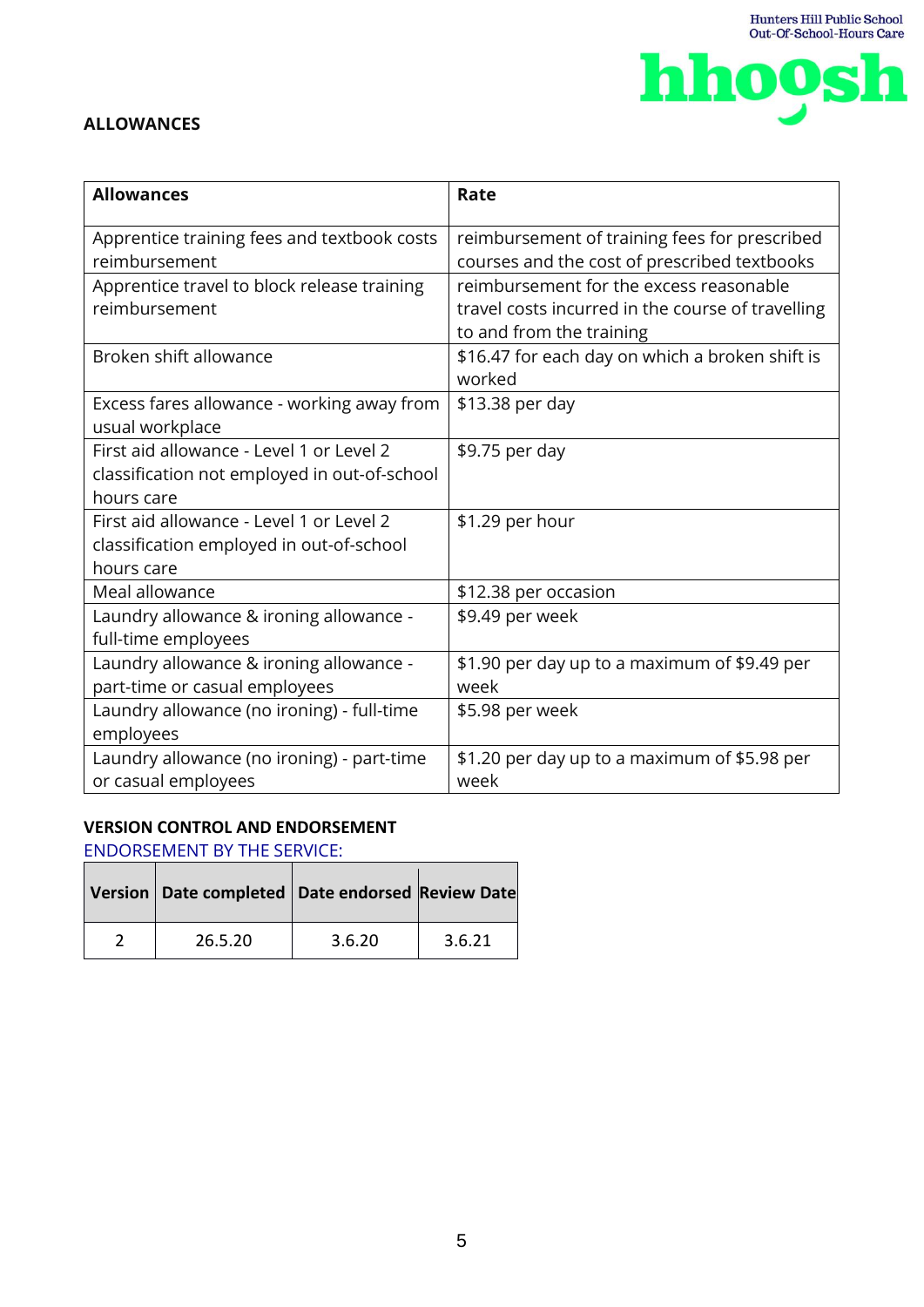## ALLOWANCES

| Allowances | Rate |
|---|---|
| Apprentice training fees and textbook costs reimbursement | reimbursement of training fees for prescribed courses and the cost of prescribed textbooks |
| Apprentice travel to block release training reimbursement | reimbursement for the excess reasonable travel costs incurred in the course of travelling to and from the training |
| Broken shift allowance | $16.47 for each day on which a broken shift is worked |
| Excess fares allowance - working away from usual workplace | $13.38 per day |
| First aid allowance - Level 1 or Level 2 classification not employed in out-of-school hours care | $9.75 per day |
| First aid allowance - Level 1 or Level 2 classification employed in out-of-school hours care | $1.29 per hour |
| Meal allowance | $12.38 per occasion |
| Laundry allowance & ironing allowance - full-time employees | $9.49 per week |
| Laundry allowance & ironing allowance - part-time or casual employees | $1.90 per day up to a maximum of $9.49 per week |
| Laundry allowance (no ironing) - full-time employees | $5.98 per week |
| Laundry allowance (no ironing) - part-time or casual employees | $1.20 per day up to a maximum of $5.98 per week |

## VERSION CONTROL AND ENDORSEMENT

ENDORSEMENT BY THE SERVICE:

| Version | Date completed | Date endorsed | Review Date |
|---|---|---|---|
| 2 | 26.5.20 | 3.6.20 | 3.6.21 |